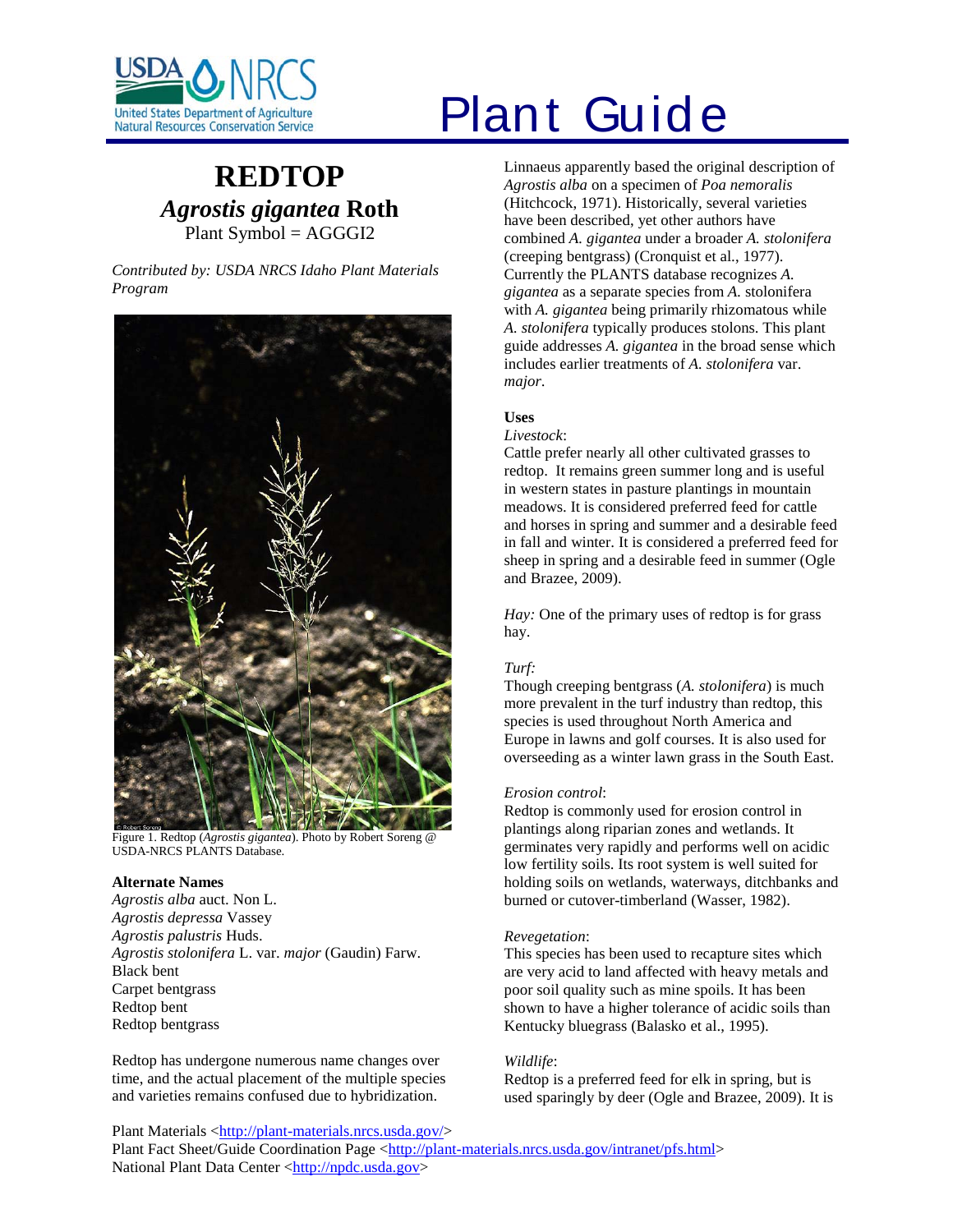# Plant Guide

## REDTOP

## *Agrostis gigantea* Roth

Plant Symbol = AGGI2

*Contributed by: USDA NRCS Idaho Plant Materials Program*

Figure 1. Redtop (*Agrostis gigantea*). Photo by Robert Soreng @ USDA-NRCS PLANTS Database.

### Alternate Names

*Agrostis alba* auct. Non L.
*Agrostis depressa* Vassey
*Agrostis palustris* Huds.
*Agrostis stolonifera* L. var. *major* (Gaudin) Farw.
Black bent
Carpet bentgrass
Redtop bent
Redtop bentgrass

Redtop has undergone numerous name changes over time, and the actual placement of the multiple species and varieties remains confused due to hybridization. Linnaeus apparently based the original description of *Agrostis alba* on a specimen of *Poa nemoralis* (Hitchcock, 1971). Historically, several varieties have been described, yet other authors have combined *A. gigantea* under a broader *A. stolonifera* (creeping bentgrass) (Cronquist et al., 1977). Currently the PLANTS database recognizes *A. gigantea* as a separate species from *A.* stolonifera with *A. gigantea* being primarily rhizomatous while *A. stolonifera* typically produces stolons. This plant guide addresses *A. gigantea* in the broad sense which includes earlier treatments of *A. stolonifera* var. *major*.

### Uses

*Livestock*:
Cattle prefer nearly all other cultivated grasses to redtop. It remains green summer long and is useful in western states in pasture plantings in mountain meadows. It is considered preferred feed for cattle and horses in spring and summer and a desirable feed in fall and winter. It is considered a preferred feed for sheep in spring and a desirable feed in summer (Ogle and Brazee, 2009).

*Hay:* One of the primary uses of redtop is for grass hay.

*Turf:*
Though creeping bentgrass (*A. stolonifera*) is much more prevalent in the turf industry than redtop, this species is used throughout North America and Europe in lawns and golf courses. It is also used for overseeding as a winter lawn grass in the South East.

*Erosion control*:
Redtop is commonly used for erosion control in plantings along riparian zones and wetlands. It germinates very rapidly and performs well on acidic low fertility soils. Its root system is well suited for holding soils on wetlands, waterways, ditchbanks and burned or cutover-timberland (Wasser, 1982).

*Revegetation*:
This species has been used to recapture sites which are very acid to land affected with heavy metals and poor soil quality such as mine spoils. It has been shown to have a higher tolerance of acidic soils than Kentucky bluegrass (Balasko et al., 1995).

*Wildlife*:
Redtop is a preferred feed for elk in spring, but is used sparingly by deer (Ogle and Brazee, 2009). It is

Plant Materials <http://plant-materials.nrcs.usda.gov/>
Plant Fact Sheet/Guide Coordination Page <http://plant-materials.nrcs.usda.gov/intranet/pfs.html>
National Plant Data Center <http://npdc.usda.gov>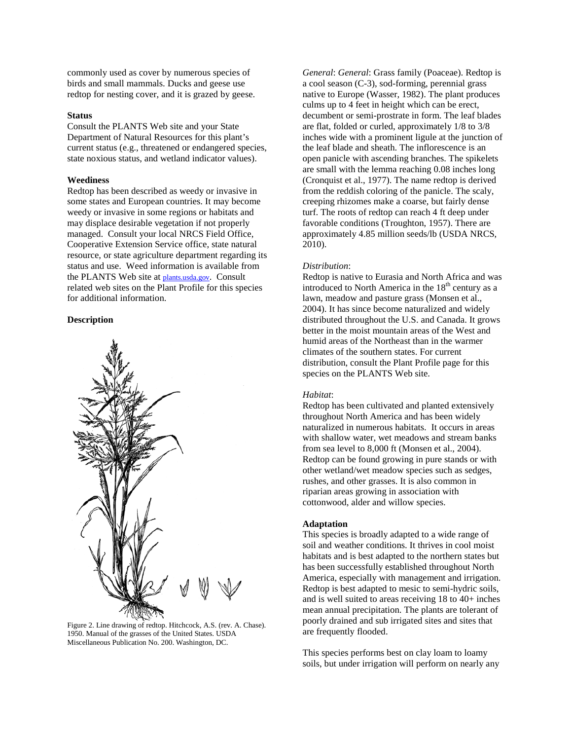commonly used as cover by numerous species of birds and small mammals. Ducks and geese use redtop for nesting cover, and it is grazed by geese.

**Status**

Consult the PLANTS Web site and your State Department of Natural Resources for this plant's current status (e.g., threatened or endangered species, state noxious status, and wetland indicator values).

**Weediness**

Redtop has been described as weedy or invasive in some states and European countries. It may become weedy or invasive in some regions or habitats and may displace desirable vegetation if not properly managed. Consult your local NRCS Field Office, Cooperative Extension Service office, state natural resource, or state agriculture department regarding its status and use. Weed information is available from the PLANTS Web site at plants.usda.gov. Consult related web sites on the Plant Profile for this species for additional information.

**Description**

Figure 2. Line drawing of redtop. Hitchcock, A.S. (rev. A. Chase). 1950. Manual of the grasses of the United States. USDA Miscellaneous Publication No. 200. Washington, DC.

*General*: *General*: Grass family (Poaceae). Redtop is a cool season (C-3), sod-forming, perennial grass native to Europe (Wasser, 1982). The plant produces culms up to 4 feet in height which can be erect, decumbent or semi-prostrate in form. The leaf blades are flat, folded or curled, approximately 1/8 to 3/8 inches wide with a prominent ligule at the junction of the leaf blade and sheath. The inflorescence is an open panicle with ascending branches. The spikelets are small with the lemma reaching 0.08 inches long (Cronquist et al., 1977). The name redtop is derived from the reddish coloring of the panicle. The scaly, creeping rhizomes make a coarse, but fairly dense turf. The roots of redtop can reach 4 ft deep under favorable conditions (Troughton, 1957). There are approximately 4.85 million seeds/lb (USDA NRCS, 2010).

*Distribution*:

Redtop is native to Eurasia and North Africa and was introduced to North America in the 18th century as a lawn, meadow and pasture grass (Monsen et al., 2004). It has since become naturalized and widely distributed throughout the U.S. and Canada. It grows better in the moist mountain areas of the West and humid areas of the Northeast than in the warmer climates of the southern states. For current distribution, consult the Plant Profile page for this species on the PLANTS Web site.

*Habitat*:

Redtop has been cultivated and planted extensively throughout North America and has been widely naturalized in numerous habitats. It occurs in areas with shallow water, wet meadows and stream banks from sea level to 8,000 ft (Monsen et al., 2004). Redtop can be found growing in pure stands or with other wetland/wet meadow species such as sedges, rushes, and other grasses. It is also common in riparian areas growing in association with cottonwood, alder and willow species.

**Adaptation**

This species is broadly adapted to a wide range of soil and weather conditions. It thrives in cool moist habitats and is best adapted to the northern states but has been successfully established throughout North America, especially with management and irrigation. Redtop is best adapted to mesic to semi-hydric soils, and is well suited to areas receiving 18 to 40+ inches mean annual precipitation. The plants are tolerant of poorly drained and sub irrigated sites and sites that are frequently flooded.

This species performs best on clay loam to loamy soils, but under irrigation will perform on nearly any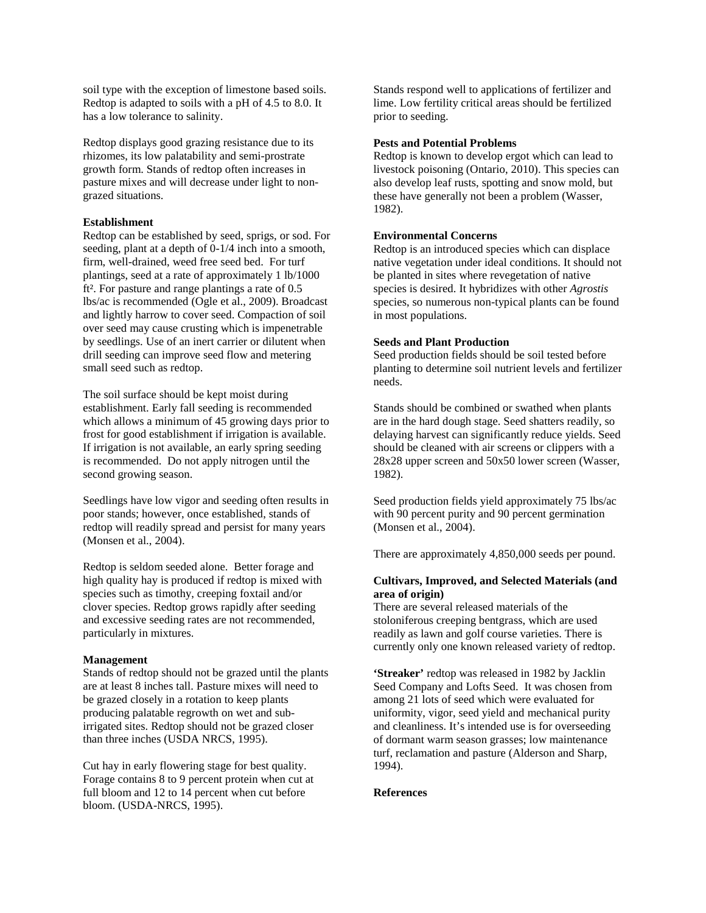soil type with the exception of limestone based soils. Redtop is adapted to soils with a pH of 4.5 to 8.0. It has a low tolerance to salinity.

Redtop displays good grazing resistance due to its rhizomes, its low palatability and semi-prostrate growth form. Stands of redtop often increases in pasture mixes and will decrease under light to non-grazed situations.

**Establishment**

Redtop can be established by seed, sprigs, or sod. For seeding, plant at a depth of 0-1/4 inch into a smooth, firm, well-drained, weed free seed bed. For turf plantings, seed at a rate of approximately 1 lb/1000 ft². For pasture and range plantings a rate of 0.5 lbs/ac is recommended (Ogle et al., 2009). Broadcast and lightly harrow to cover seed. Compaction of soil over seed may cause crusting which is impenetrable by seedlings. Use of an inert carrier or dilutent when drill seeding can improve seed flow and metering small seed such as redtop.

The soil surface should be kept moist during establishment. Early fall seeding is recommended which allows a minimum of 45 growing days prior to frost for good establishment if irrigation is available. If irrigation is not available, an early spring seeding is recommended. Do not apply nitrogen until the second growing season.

Seedlings have low vigor and seeding often results in poor stands; however, once established, stands of redtop will readily spread and persist for many years (Monsen et al., 2004).

Redtop is seldom seeded alone. Better forage and high quality hay is produced if redtop is mixed with species such as timothy, creeping foxtail and/or clover species. Redtop grows rapidly after seeding and excessive seeding rates are not recommended, particularly in mixtures.

**Management**

Stands of redtop should not be grazed until the plants are at least 8 inches tall. Pasture mixes will need to be grazed closely in a rotation to keep plants producing palatable regrowth on wet and sub-irrigated sites. Redtop should not be grazed closer than three inches (USDA NRCS, 1995).

Cut hay in early flowering stage for best quality. Forage contains 8 to 9 percent protein when cut at full bloom and 12 to 14 percent when cut before bloom. (USDA-NRCS, 1995).

Stands respond well to applications of fertilizer and lime. Low fertility critical areas should be fertilized prior to seeding.

**Pests and Potential Problems**

Redtop is known to develop ergot which can lead to livestock poisoning (Ontario, 2010). This species can also develop leaf rusts, spotting and snow mold, but these have generally not been a problem (Wasser, 1982).

**Environmental Concerns**

Redtop is an introduced species which can displace native vegetation under ideal conditions. It should not be planted in sites where revegetation of native species is desired. It hybridizes with other *Agrostis* species, so numerous non-typical plants can be found in most populations.

**Seeds and Plant Production**

Seed production fields should be soil tested before planting to determine soil nutrient levels and fertilizer needs.

Stands should be combined or swathed when plants are in the hard dough stage. Seed shatters readily, so delaying harvest can significantly reduce yields. Seed should be cleaned with air screens or clippers with a 28x28 upper screen and 50x50 lower screen (Wasser, 1982).

Seed production fields yield approximately 75 lbs/ac with 90 percent purity and 90 percent germination (Monsen et al., 2004).

There are approximately 4,850,000 seeds per pound.

**Cultivars, Improved, and Selected Materials (and area of origin)**

There are several released materials of the stoloniferous creeping bentgrass, which are used readily as lawn and golf course varieties. There is currently only one known released variety of redtop.

**'Streaker'** redtop was released in 1982 by Jacklin Seed Company and Lofts Seed. It was chosen from among 21 lots of seed which were evaluated for uniformity, vigor, seed yield and mechanical purity and cleanliness. It's intended use is for overseeding of dormant warm season grasses; low maintenance turf, reclamation and pasture (Alderson and Sharp, 1994).

**References**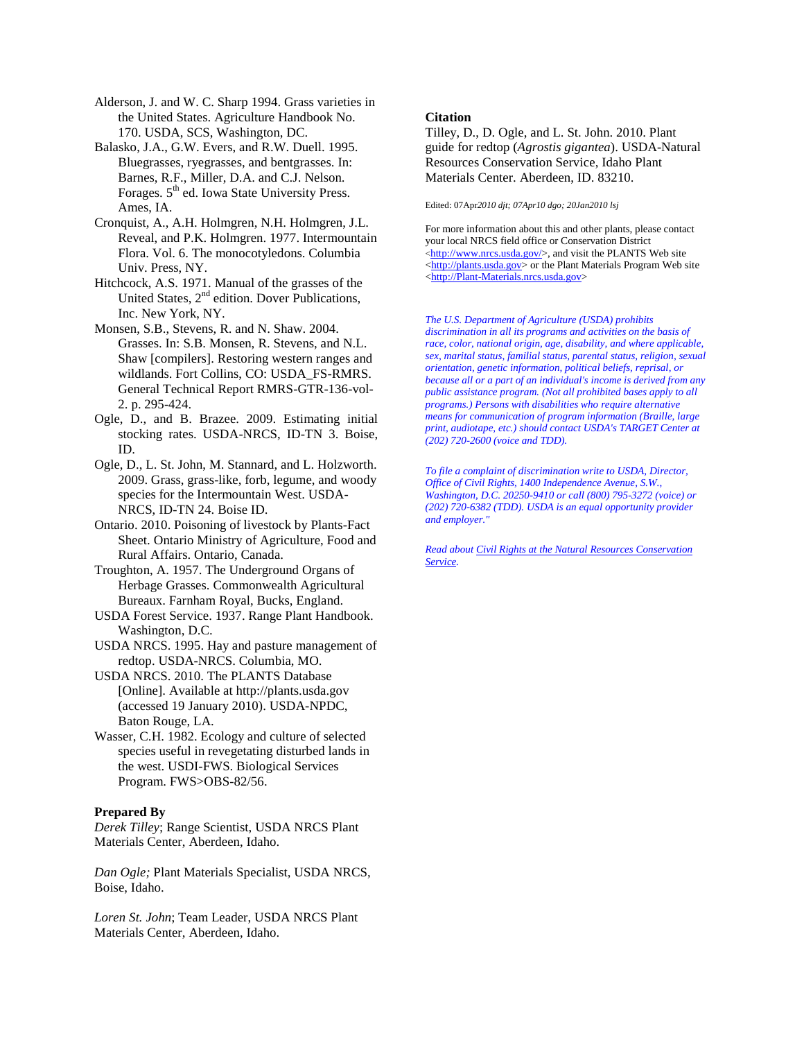Alderson, J. and W. C. Sharp 1994. Grass varieties in the United States. Agriculture Handbook No. 170. USDA, SCS, Washington, DC.

Balasko, J.A., G.W. Evers, and R.W. Duell. 1995. Bluegrasses, ryegrasses, and bentgrasses. In: Barnes, R.F., Miller, D.A. and C.J. Nelson. Forages. 5th ed. Iowa State University Press. Ames, IA.

Cronquist, A., A.H. Holmgren, N.H. Holmgren, J.L. Reveal, and P.K. Holmgren. 1977. Intermountain Flora. Vol. 6. The monocotyledons. Columbia Univ. Press, NY.

Hitchcock, A.S. 1971. Manual of the grasses of the United States, 2nd edition. Dover Publications, Inc. New York, NY.

Monsen, S.B., Stevens, R. and N. Shaw. 2004. Grasses. In: S.B. Monsen, R. Stevens, and N.L. Shaw [compilers]. Restoring western ranges and wildlands. Fort Collins, CO: USDA_FS-RMRS. General Technical Report RMRS-GTR-136-vol-2. p. 295-424.

Ogle, D., and B. Brazee. 2009. Estimating initial stocking rates. USDA-NRCS, ID-TN 3. Boise, ID.

Ogle, D., L. St. John, M. Stannard, and L. Holzworth. 2009. Grass, grass-like, forb, legume, and woody species for the Intermountain West. USDA-NRCS, ID-TN 24. Boise ID.

Ontario. 2010. Poisoning of livestock by Plants-Fact Sheet. Ontario Ministry of Agriculture, Food and Rural Affairs. Ontario, Canada.

Troughton, A. 1957. The Underground Organs of Herbage Grasses. Commonwealth Agricultural Bureaux. Farnham Royal, Bucks, England.

USDA Forest Service. 1937. Range Plant Handbook. Washington, D.C.

USDA NRCS. 1995. Hay and pasture management of redtop. USDA-NRCS. Columbia, MO.

USDA NRCS. 2010. The PLANTS Database [Online]. Available at http://plants.usda.gov (accessed 19 January 2010). USDA-NPDC, Baton Rouge, LA.

Wasser, C.H. 1982. Ecology and culture of selected species useful in revegetating disturbed lands in the west. USDI-FWS. Biological Services Program. FWS>OBS-82/56.

**Prepared By**

*Derek Tilley*; Range Scientist, USDA NRCS Plant Materials Center, Aberdeen, Idaho.

*Dan Ogle;* Plant Materials Specialist, USDA NRCS, Boise, Idaho.

*Loren St. John*; Team Leader, USDA NRCS Plant Materials Center, Aberdeen, Idaho.

**Citation**

Tilley, D., D. Ogle, and L. St. John. 2010. Plant guide for redtop (*Agrostis gigantea*). USDA-Natural Resources Conservation Service, Idaho Plant Materials Center. Aberdeen, ID. 83210.

Edited: 07Apr*2010 djt; 07Apr10 dgo; 20Jan2010 lsj*

For more information about this and other plants, please contact your local NRCS field office or Conservation District <http://www.nrcs.usda.gov/>, and visit the PLANTS Web site <http://plants.usda.gov> or the Plant Materials Program Web site <http://Plant-Materials.nrcs.usda.gov>

*The U.S. Department of Agriculture (USDA) prohibits discrimination in all its programs and activities on the basis of race, color, national origin, age, disability, and where applicable, sex, marital status, familial status, parental status, religion, sexual orientation, genetic information, political beliefs, reprisal, or because all or a part of an individual's income is derived from any public assistance program. (Not all prohibited bases apply to all programs.) Persons with disabilities who require alternative means for communication of program information (Braille, large print, audiotape, etc.) should contact USDA's TARGET Center at (202) 720-2600 (voice and TDD).*

*To file a complaint of discrimination write to USDA, Director, Office of Civil Rights, 1400 Independence Avenue, S.W., Washington, D.C. 20250-9410 or call (800) 795-3272 (voice) or (202) 720-6382 (TDD). USDA is an equal opportunity provider and employer."*

*Read about Civil Rights at the Natural Resources Conservation Service.*